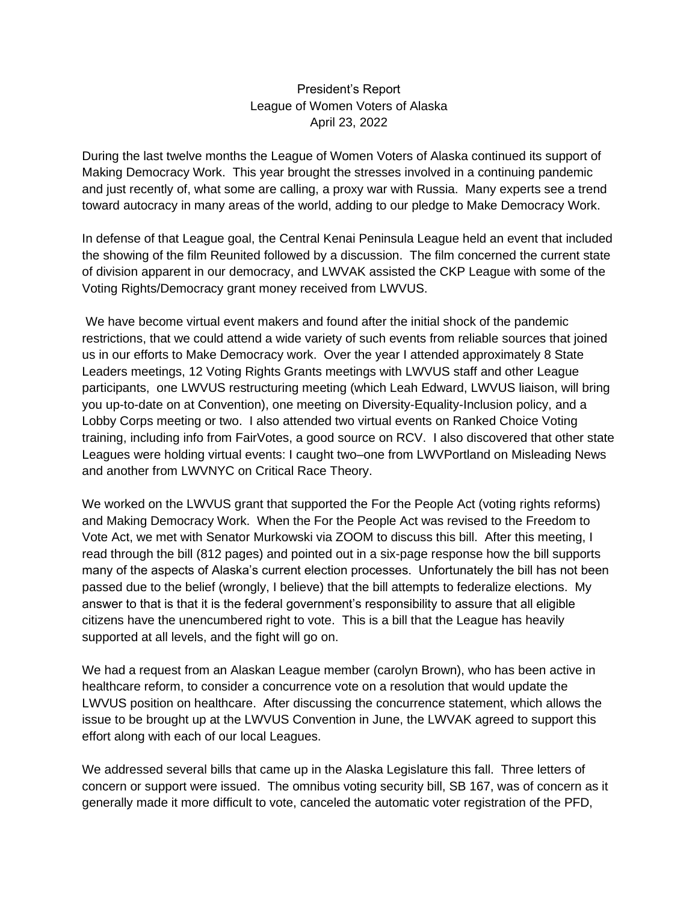President's Report
League of Women Voters of Alaska
April 23, 2022

During the last twelve months the League of Women Voters of Alaska continued its support of Making Democracy Work. This year brought the stresses involved in a continuing pandemic and just recently of, what some are calling, a proxy war with Russia. Many experts see a trend toward autocracy in many areas of the world, adding to our pledge to Make Democracy Work.

In defense of that League goal, the Central Kenai Peninsula League held an event that included the showing of the film Reunited followed by a discussion. The film concerned the current state of division apparent in our democracy, and LWVAK assisted the CKP League with some of the Voting Rights/Democracy grant money received from LWVUS.

We have become virtual event makers and found after the initial shock of the pandemic restrictions, that we could attend a wide variety of such events from reliable sources that joined us in our efforts to Make Democracy work. Over the year I attended approximately 8 State Leaders meetings, 12 Voting Rights Grants meetings with LWVUS staff and other League participants, one LWVUS restructuring meeting (which Leah Edward, LWVUS liaison, will bring you up-to-date on at Convention), one meeting on Diversity-Equality-Inclusion policy, and a Lobby Corps meeting or two. I also attended two virtual events on Ranked Choice Voting training, including info from FairVotes, a good source on RCV. I also discovered that other state Leagues were holding virtual events: I caught two–one from LWVPortland on Misleading News and another from LWVNYC on Critical Race Theory.

We worked on the LWVUS grant that supported the For the People Act (voting rights reforms) and Making Democracy Work. When the For the People Act was revised to the Freedom to Vote Act, we met with Senator Murkowski via ZOOM to discuss this bill. After this meeting, I read through the bill (812 pages) and pointed out in a six-page response how the bill supports many of the aspects of Alaska's current election processes. Unfortunately the bill has not been passed due to the belief (wrongly, I believe) that the bill attempts to federalize elections. My answer to that is that it is the federal government's responsibility to assure that all eligible citizens have the unencumbered right to vote. This is a bill that the League has heavily supported at all levels, and the fight will go on.

We had a request from an Alaskan League member (carolyn Brown), who has been active in healthcare reform, to consider a concurrence vote on a resolution that would update the LWVUS position on healthcare. After discussing the concurrence statement, which allows the issue to be brought up at the LWVUS Convention in June, the LWVAK agreed to support this effort along with each of our local Leagues.

We addressed several bills that came up in the Alaska Legislature this fall. Three letters of concern or support were issued. The omnibus voting security bill, SB 167, was of concern as it generally made it more difficult to vote, canceled the automatic voter registration of the PFD,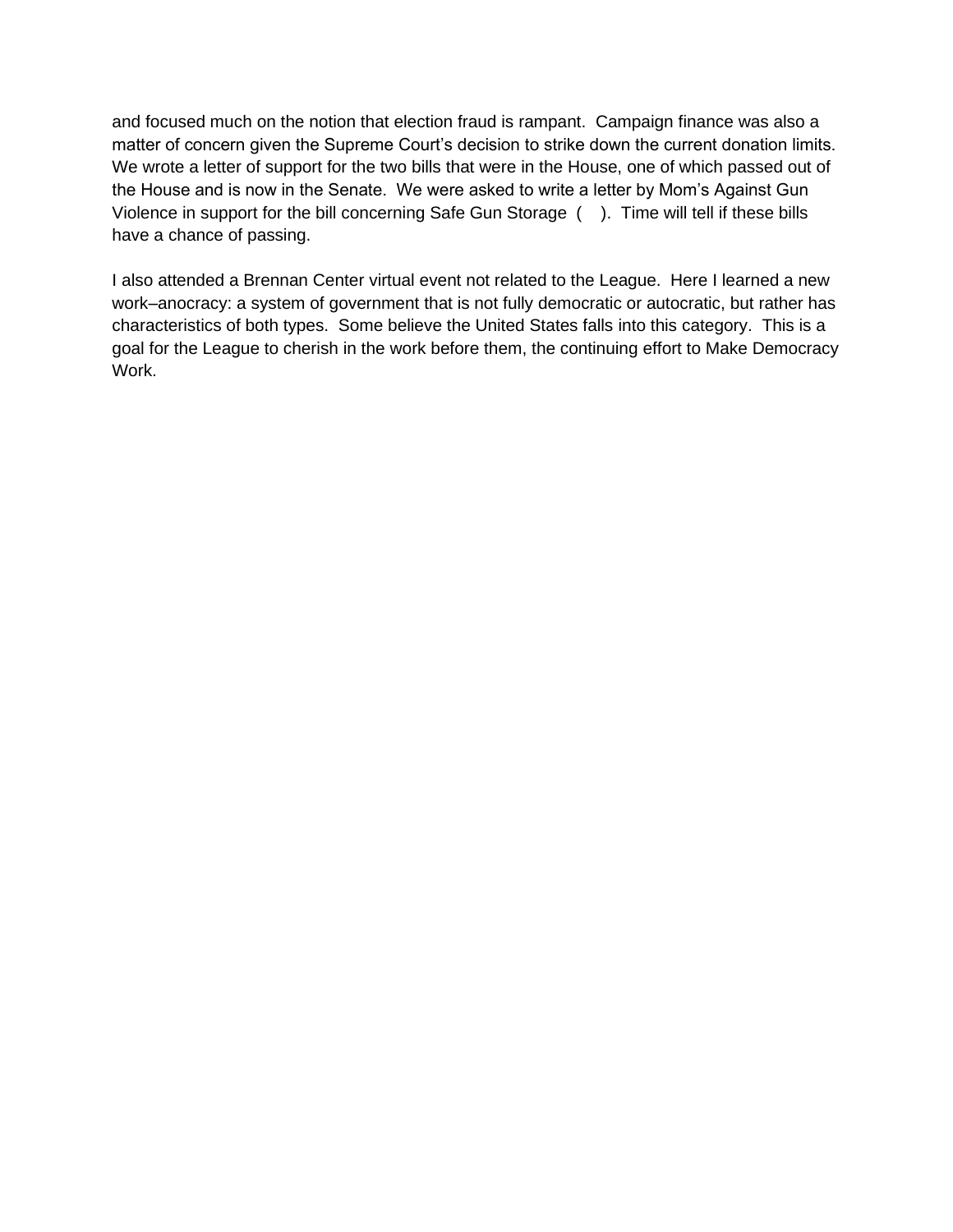and focused much on the notion that election fraud is rampant. Campaign finance was also a matter of concern given the Supreme Court's decision to strike down the current donation limits. We wrote a letter of support for the two bills that were in the House, one of which passed out of the House and is now in the Senate. We were asked to write a letter by Mom's Against Gun Violence in support for the bill concerning Safe Gun Storage ( ). Time will tell if these bills have a chance of passing.

I also attended a Brennan Center virtual event not related to the League. Here I learned a new work–anocracy: a system of government that is not fully democratic or autocratic, but rather has characteristics of both types. Some believe the United States falls into this category. This is a goal for the League to cherish in the work before them, the continuing effort to Make Democracy Work.